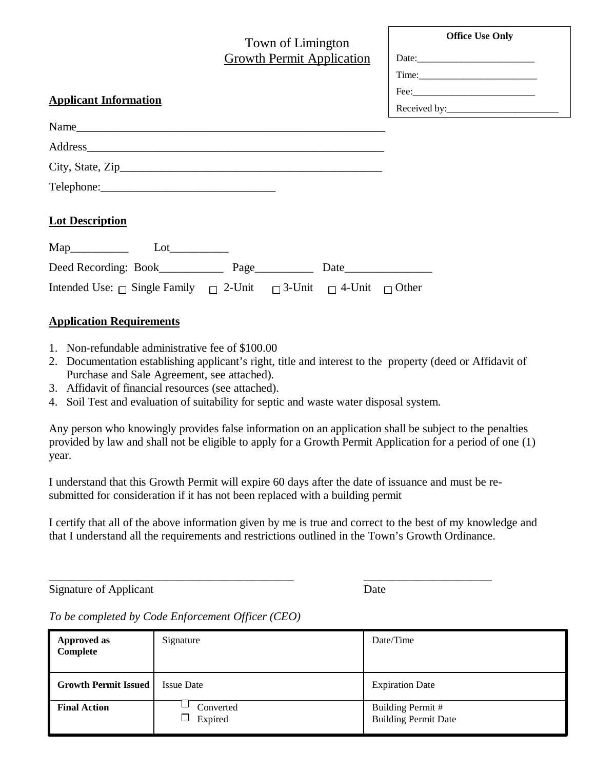# Town of Limington
## Growth Permit Application

| Office Use Only |
|---|
| Date:________________________ |
| Time:________________________ |
| Fee:_________________________ |
| Received by:_______________________ |

**Applicant Information**

Name______________________________________________________

Address____________________________________________________

City, State, Zip______________________________________________

Telephone:_____________________________

**Lot Description**

Map__________ Lot__________

Deed Recording: Book___________ Page__________ Date_______________

Intended Use: ☐ Single Family ☐ 2-Unit ☐ 3-Unit ☐ 4-Unit ☐ Other

**Application Requirements**

1. Non-refundable administrative fee of $100.00
2. Documentation establishing applicant's right, title and interest to the property (deed or Affidavit of Purchase and Sale Agreement, see attached).
3. Affidavit of financial resources (see attached).
4. Soil Test and evaluation of suitability for septic and waste water disposal system.

Any person who knowingly provides false information on an application shall be subject to the penalties provided by law and shall not be eligible to apply for a Growth Permit Application for a period of one (1) year.

I understand that this Growth Permit will expire 60 days after the date of issuance and must be re-submitted for consideration if it has not been replaced with a building permit

I certify that all of the above information given by me is true and correct to the best of my knowledge and that I understand all the requirements and restrictions outlined in the Town's Growth Ordinance.

_________________________________________ ______________________

Signature of Applicant Date

*To be completed by Code Enforcement Officer (CEO)*

| **Approved as Complete** | Signature | Date/Time |
|---|---|---|
| **Growth Permit Issued** | Issue Date | Expiration Date |
| **Final Action** | ☐ Converted<br>☐ Expired | Building Permit #<br>Building Permit Date |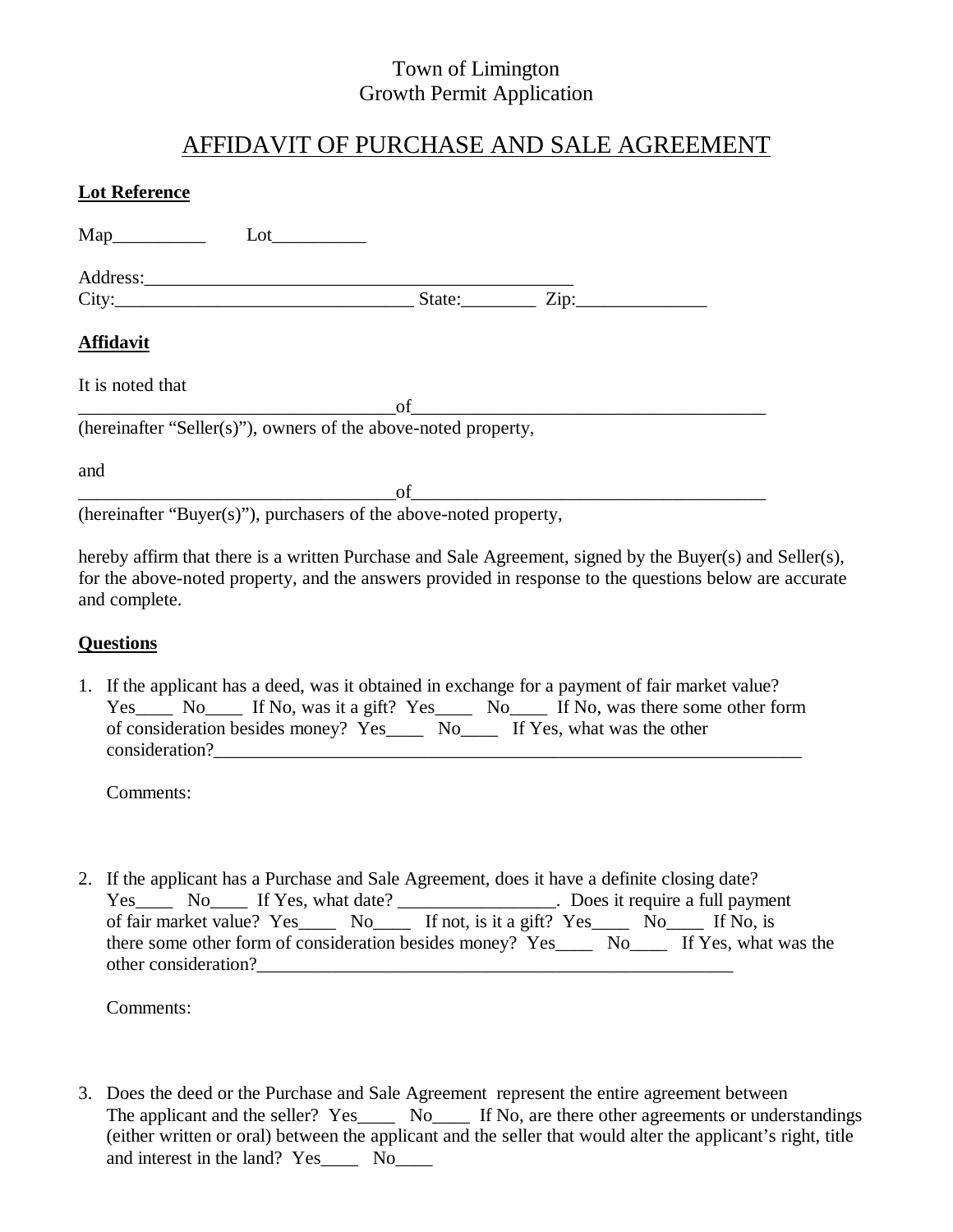Town of Limington
Growth Permit Application

# AFFIDAVIT OF PURCHASE AND SALE AGREEMENT

**Lot Reference**

Map__________ Lot__________

Address:_______________________________________________
City:________________________________ State:________ Zip:______________

**Affidavit**

It is noted that
__________________________________of______________________________________
(hereinafter "Seller(s)"), owners of the above-noted property,

and
__________________________________of______________________________________
(hereinafter "Buyer(s)"), purchasers of the above-noted property,

hereby affirm that there is a written Purchase and Sale Agreement, signed by the Buyer(s) and Seller(s), for the above-noted property, and the answers provided in response to the questions below are accurate and complete.

**Questions**

1. If the applicant has a deed, was it obtained in exchange for a payment of fair market value? Yes____ No____ If No, was it a gift? Yes____ No____ If No, was there some other form of consideration besides money? Yes____ No____ If Yes, what was the other consideration?_________________________________________________________________

   Comments:

2. If the applicant has a Purchase and Sale Agreement, does it have a definite closing date? Yes____ No____ If Yes, what date? _________________. Does it require a full payment of fair market value? Yes____ No____ If not, is it a gift? Yes____ No____ If No, is there some other form of consideration besides money? Yes____ No____ If Yes, what was the other consideration?_____________________________________________________

   Comments:

3. Does the deed or the Purchase and Sale Agreement represent the entire agreement between The applicant and the seller? Yes____ No____ If No, are there other agreements or understandings (either written or oral) between the applicant and the seller that would alter the applicant's right, title and interest in the land? Yes____ No____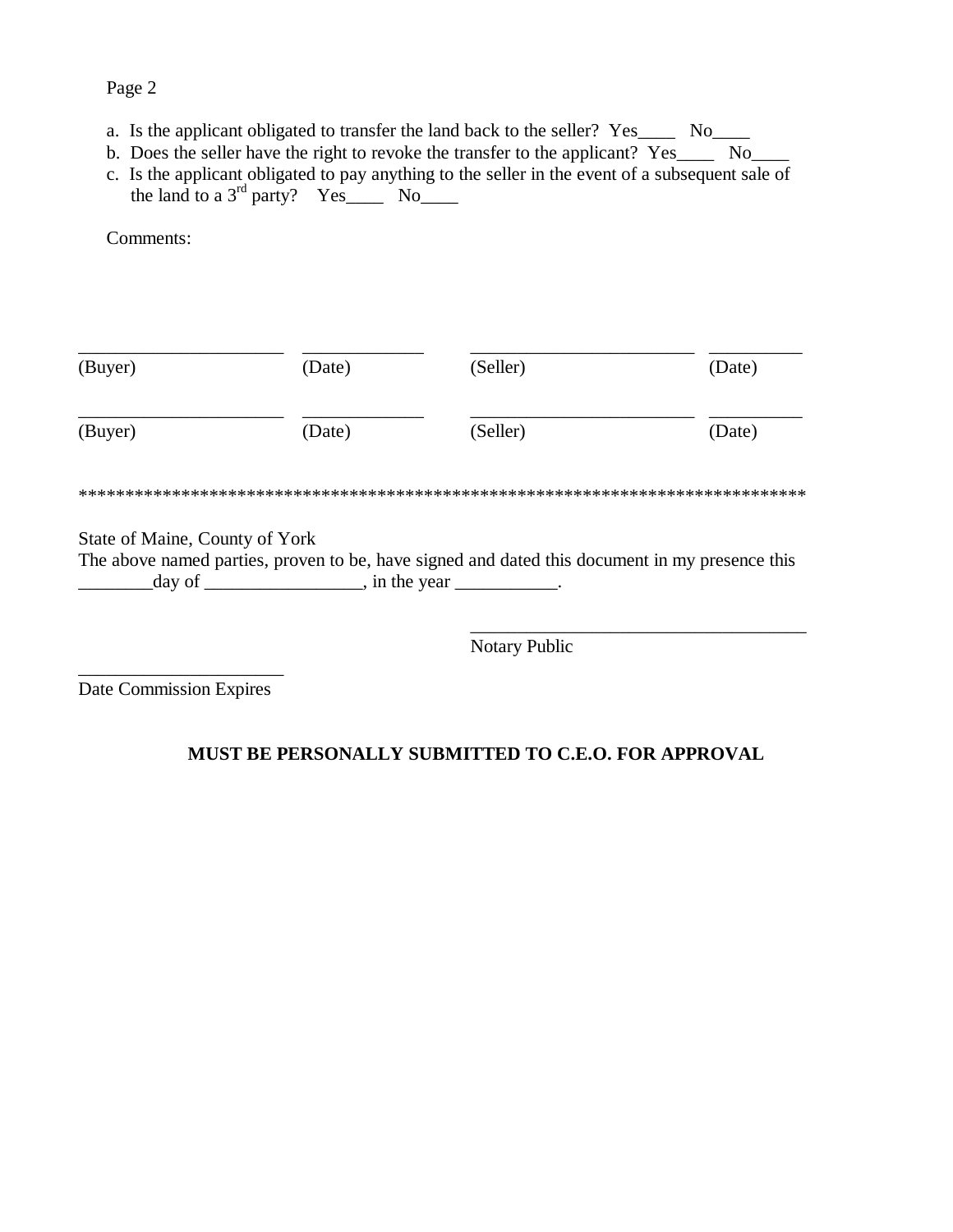Page 2

a. Is the applicant obligated to transfer the land back to the seller? Yes____ No____
b. Does the seller have the right to revoke the transfer to the applicant? Yes____ No____
c. Is the applicant obligated to pay anything to the seller in the event of a subsequent sale of the land to a 3rd party? Yes____ No____

Comments:

| ______________________ | _____________ | ________________________ | __________ |
|---|---|---|---|
| (Buyer) | (Date) | (Seller) | (Date) |
| ______________________ | _____________ | ________________________ | __________ |
| (Buyer) | (Date) | (Seller) | (Date) |

******************************************************************************

State of Maine, County of York
The above named parties, proven to be, have signed and dated this document in my presence this ________day of _________________, in the year ___________.

____________________________________
Notary Public

______________________
Date Commission Expires

**MUST BE PERSONALLY SUBMITTED TO C.E.O. FOR APPROVAL**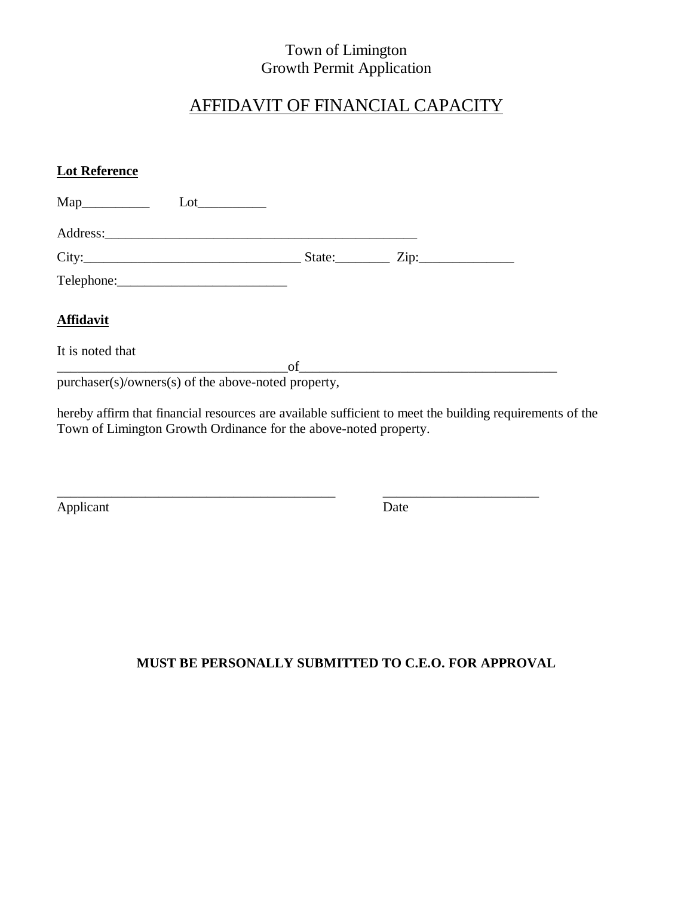Town of Limington
Growth Permit Application

# AFFIDAVIT OF FINANCIAL CAPACITY

**Lot Reference**

Map__________ Lot__________

Address:_______________________________________________

City:________________________________ State:________ Zip:______________

Telephone:_________________________

**Affidavit**

It is noted that
__________________________________of_____________________________________
purchaser(s)/owners(s) of the above-noted property,

hereby affirm that financial resources are available sufficient to meet the building requirements of the Town of Limington Growth Ordinance for the above-noted property.

_________________________________________ _______________________
Applicant Date

**MUST BE PERSONALLY SUBMITTED TO C.E.O. FOR APPROVAL**